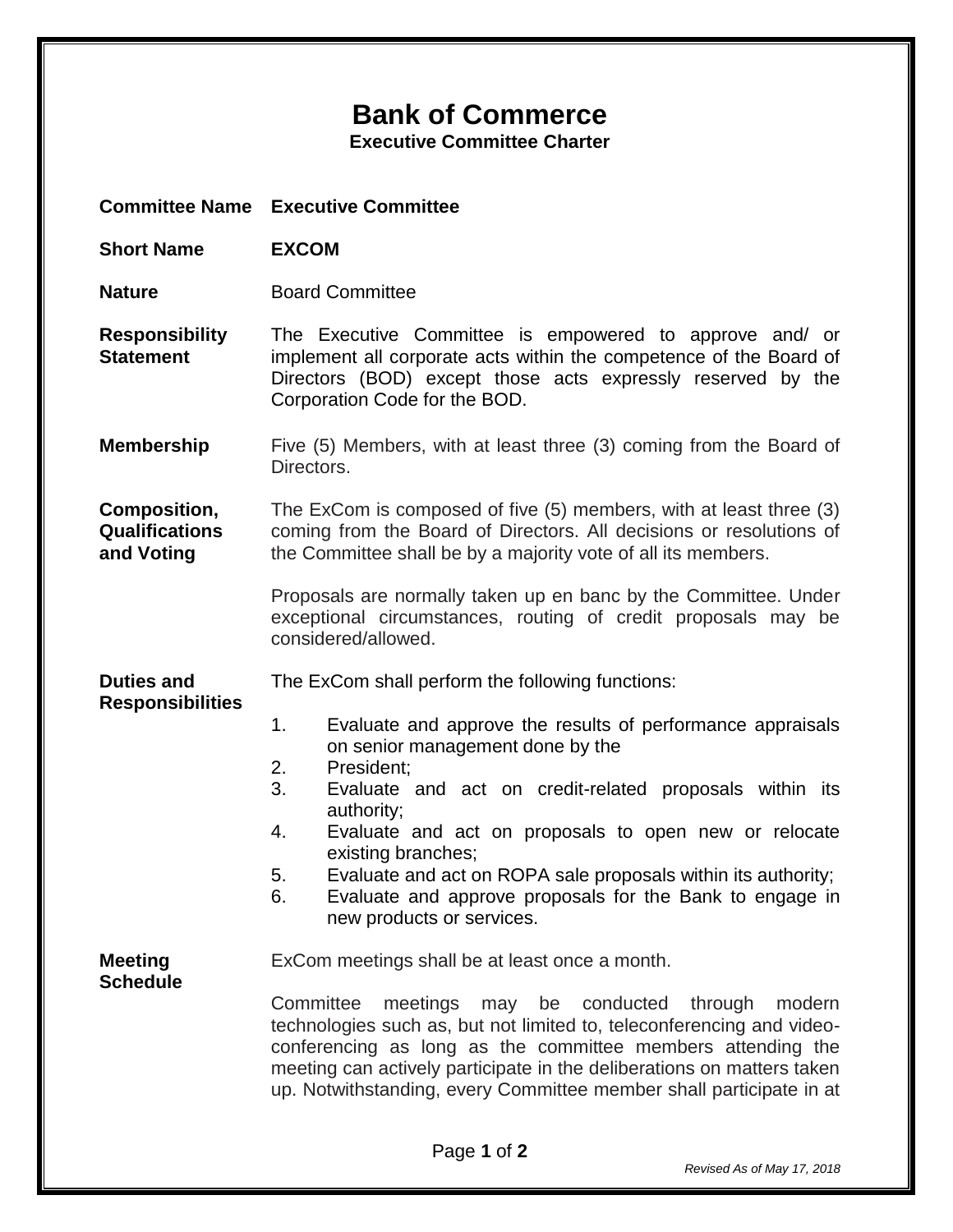# Bank of Commerce

## Executive Committee Charter

**Committee Name** **Executive Committee**

**Short Name** **EXCOM**

**Nature** Board Committee

**Responsibility Statement**

The Executive Committee is empowered to approve and/ or implement all corporate acts within the competence of the Board of Directors (BOD) except those acts expressly reserved by the Corporation Code for the BOD.

**Membership**

Five (5) Members, with at least three (3) coming from the Board of Directors.

**Composition, Qualifications and Voting**

The ExCom is composed of five (5) members, with at least three (3) coming from the Board of Directors. All decisions or resolutions of the Committee shall be by a majority vote of all its members.

Proposals are normally taken up en banc by the Committee. Under exceptional circumstances, routing of credit proposals may be considered/allowed.

**Duties and Responsibilities**

The ExCom shall perform the following functions:

1. Evaluate and approve the results of performance appraisals on senior management done by the
2. President;
3. Evaluate and act on credit-related proposals within its authority;
4. Evaluate and act on proposals to open new or relocate existing branches;
5. Evaluate and act on ROPA sale proposals within its authority;
6. Evaluate and approve proposals for the Bank to engage in new products or services.

**Meeting Schedule**

ExCom meetings shall be at least once a month.

Committee meetings may be conducted through modern technologies such as, but not limited to, teleconferencing and video-conferencing as long as the committee members attending the meeting can actively participate in the deliberations on matters taken up. Notwithstanding, every Committee member shall participate in at

*Revised As of May 17, 2018*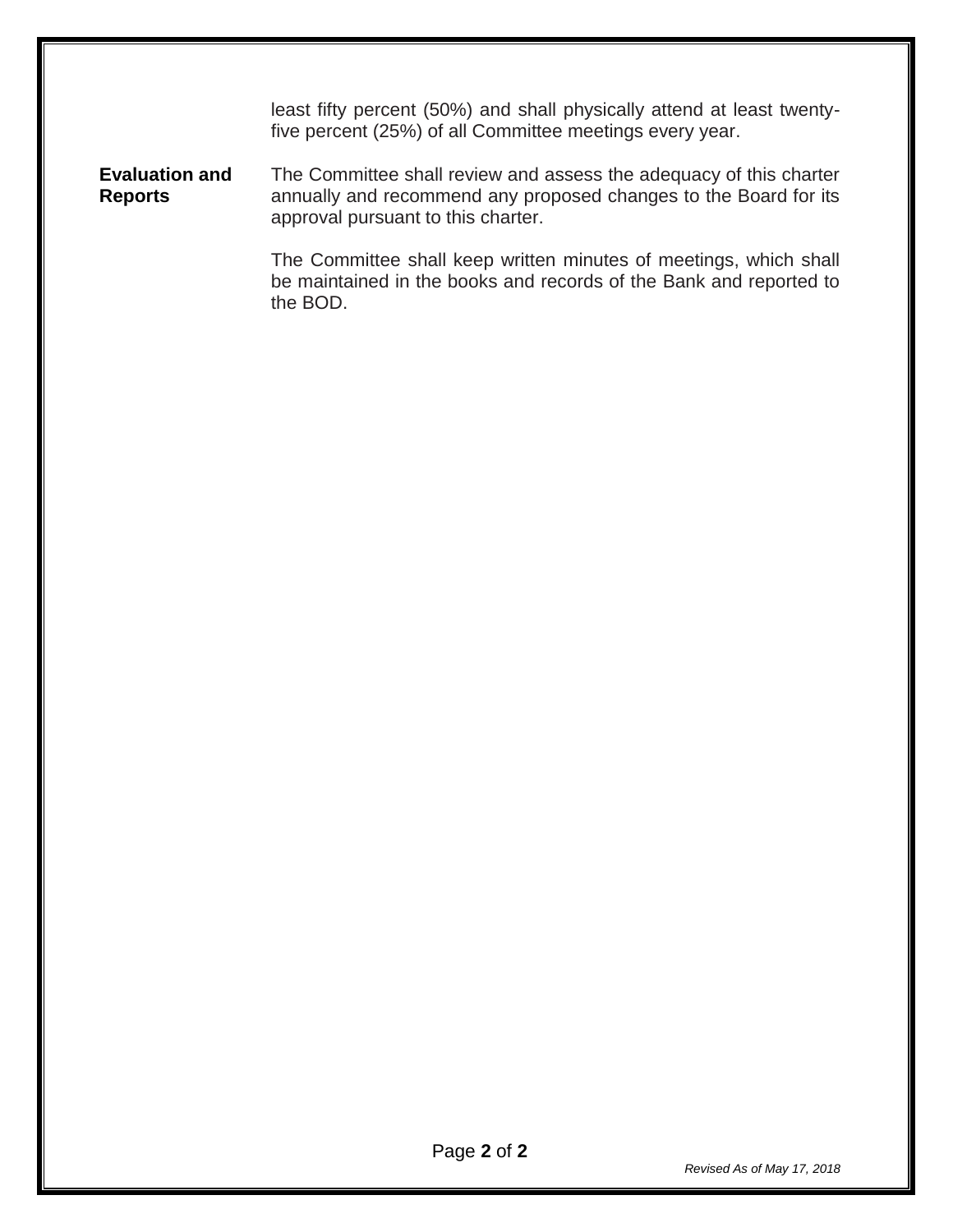least fifty percent (50%) and shall physically attend at least twenty-five percent (25%) of all Committee meetings every year.

**Evaluation and Reports**

The Committee shall review and assess the adequacy of this charter annually and recommend any proposed changes to the Board for its approval pursuant to this charter.

The Committee shall keep written minutes of meetings, which shall be maintained in the books and records of the Bank and reported to the BOD.

*Revised As of May 17, 2018*